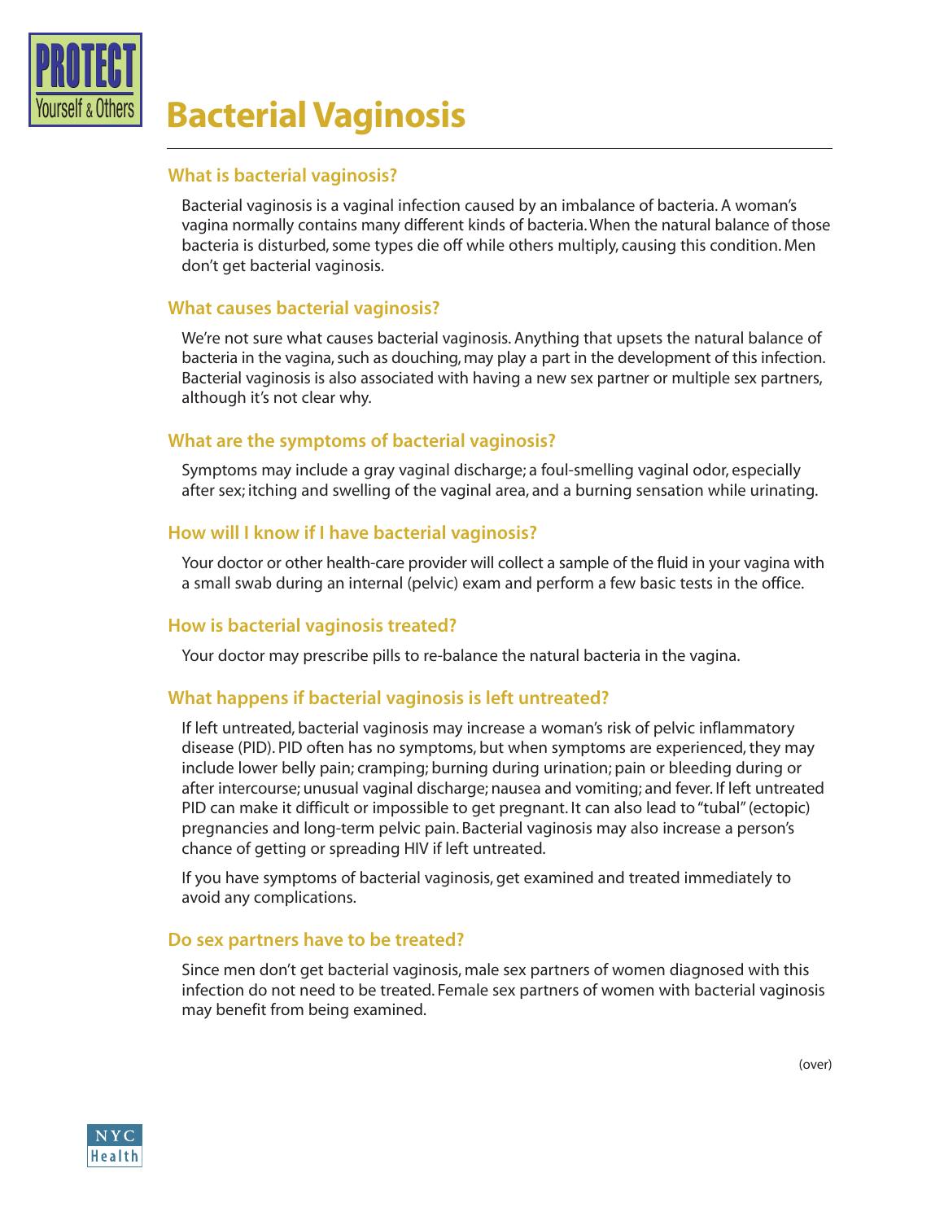PROTECT Yourself & Others

# Bacterial Vaginosis

## What is bacterial vaginosis?

Bacterial vaginosis is a vaginal infection caused by an imbalance of bacteria. A woman's vagina normally contains many different kinds of bacteria. When the natural balance of those bacteria is disturbed, some types die off while others multiply, causing this condition. Men don't get bacterial vaginosis.

## What causes bacterial vaginosis?

We're not sure what causes bacterial vaginosis. Anything that upsets the natural balance of bacteria in the vagina, such as douching, may play a part in the development of this infection. Bacterial vaginosis is also associated with having a new sex partner or multiple sex partners, although it's not clear why.

## What are the symptoms of bacterial vaginosis?

Symptoms may include a gray vaginal discharge; a foul-smelling vaginal odor, especially after sex; itching and swelling of the vaginal area, and a burning sensation while urinating.

## How will I know if I have bacterial vaginosis?

Your doctor or other health-care provider will collect a sample of the fluid in your vagina with a small swab during an internal (pelvic) exam and perform a few basic tests in the office.

## How is bacterial vaginosis treated?

Your doctor may prescribe pills to re-balance the natural bacteria in the vagina.

## What happens if bacterial vaginosis is left untreated?

If left untreated, bacterial vaginosis may increase a woman's risk of pelvic inflammatory disease (PID). PID often has no symptoms, but when symptoms are experienced, they may include lower belly pain; cramping; burning during urination; pain or bleeding during or after intercourse; unusual vaginal discharge; nausea and vomiting; and fever. If left untreated PID can make it difficult or impossible to get pregnant. It can also lead to "tubal" (ectopic) pregnancies and long-term pelvic pain. Bacterial vaginosis may also increase a person's chance of getting or spreading HIV if left untreated.

If you have symptoms of bacterial vaginosis, get examined and treated immediately to avoid any complications.

## Do sex partners have to be treated?

Since men don't get bacterial vaginosis, male sex partners of women diagnosed with this infection do not need to be treated. Female sex partners of women with bacterial vaginosis may benefit from being examined.

(over)

NYC Health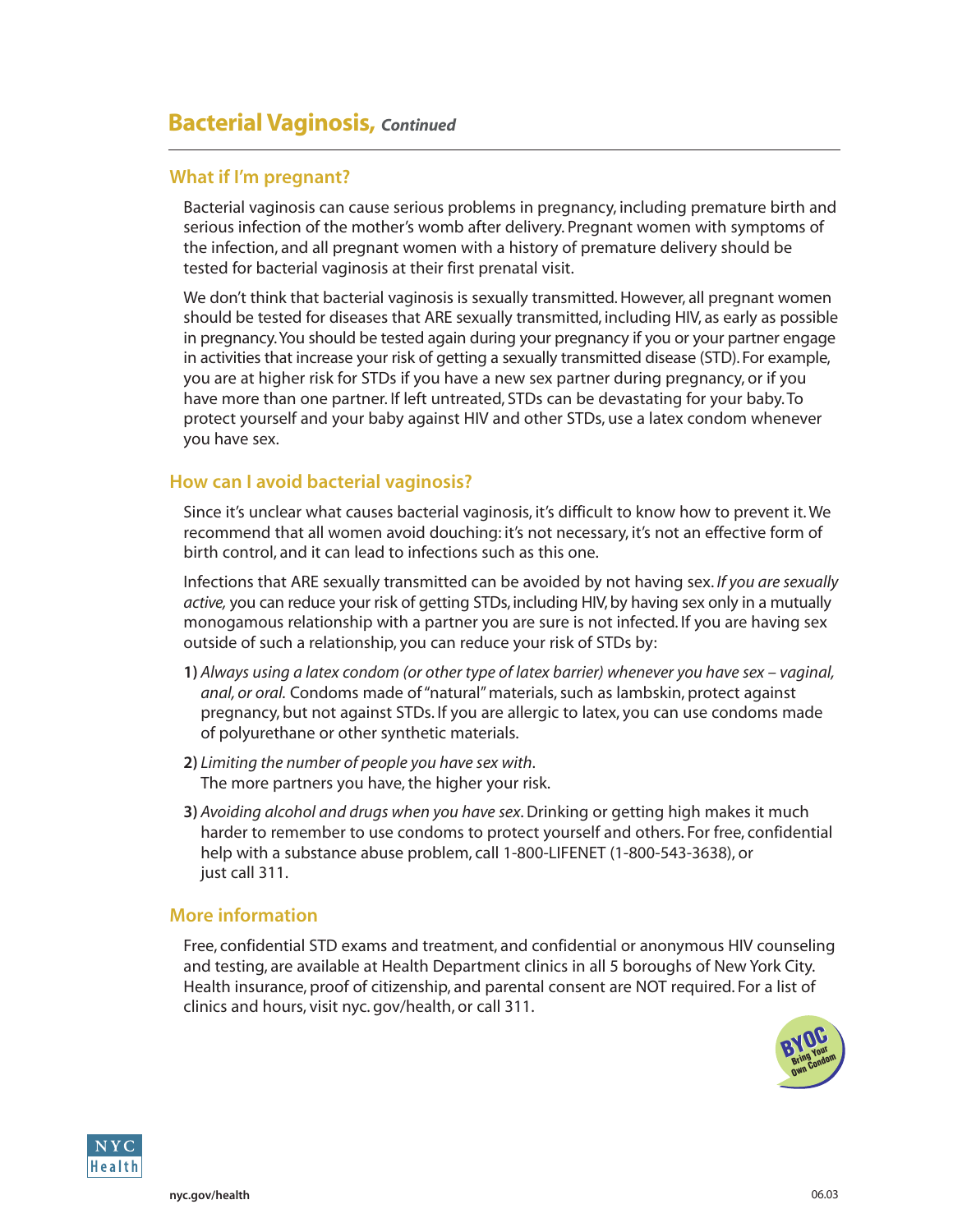# Bacterial Vaginosis, *Continued*

## What if I'm pregnant?

Bacterial vaginosis can cause serious problems in pregnancy, including premature birth and serious infection of the mother's womb after delivery. Pregnant women with symptoms of the infection, and all pregnant women with a history of premature delivery should be tested for bacterial vaginosis at their first prenatal visit.

We don't think that bacterial vaginosis is sexually transmitted. However, all pregnant women should be tested for diseases that ARE sexually transmitted, including HIV, as early as possible in pregnancy. You should be tested again during your pregnancy if you or your partner engage in activities that increase your risk of getting a sexually transmitted disease (STD). For example, you are at higher risk for STDs if you have a new sex partner during pregnancy, or if you have more than one partner. If left untreated, STDs can be devastating for your baby. To protect yourself and your baby against HIV and other STDs, use a latex condom whenever you have sex.

## How can I avoid bacterial vaginosis?

Since it's unclear what causes bacterial vaginosis, it's difficult to know how to prevent it. We recommend that all women avoid douching: it's not necessary, it's not an effective form of birth control, and it can lead to infections such as this one.

Infections that ARE sexually transmitted can be avoided by not having sex. *If you are sexually active,* you can reduce your risk of getting STDs, including HIV, by having sex only in a mutually monogamous relationship with a partner you are sure is not infected. If you are having sex outside of such a relationship, you can reduce your risk of STDs by:

**1)** *Always using a latex condom (or other type of latex barrier) whenever you have sex – vaginal, anal, or oral.* Condoms made of "natural" materials, such as lambskin, protect against pregnancy, but not against STDs. If you are allergic to latex, you can use condoms made of polyurethane or other synthetic materials.

**2)** *Limiting the number of people you have sex with*. The more partners you have, the higher your risk.

**3)** *Avoiding alcohol and drugs when you have sex*. Drinking or getting high makes it much harder to remember to use condoms to protect yourself and others. For free, confidential help with a substance abuse problem, call 1-800-LIFENET (1-800-543-3638), or just call 311.

## More information

Free, confidential STD exams and treatment, and confidential or anonymous HIV counseling and testing, are available at Health Department clinics in all 5 boroughs of New York City. Health insurance, proof of citizenship, and parental consent are NOT required. For a list of clinics and hours, visit nyc. gov/health, or call 311.

BYOC Bring Your Own Condom

NYC Health

nyc.gov/health

06.03